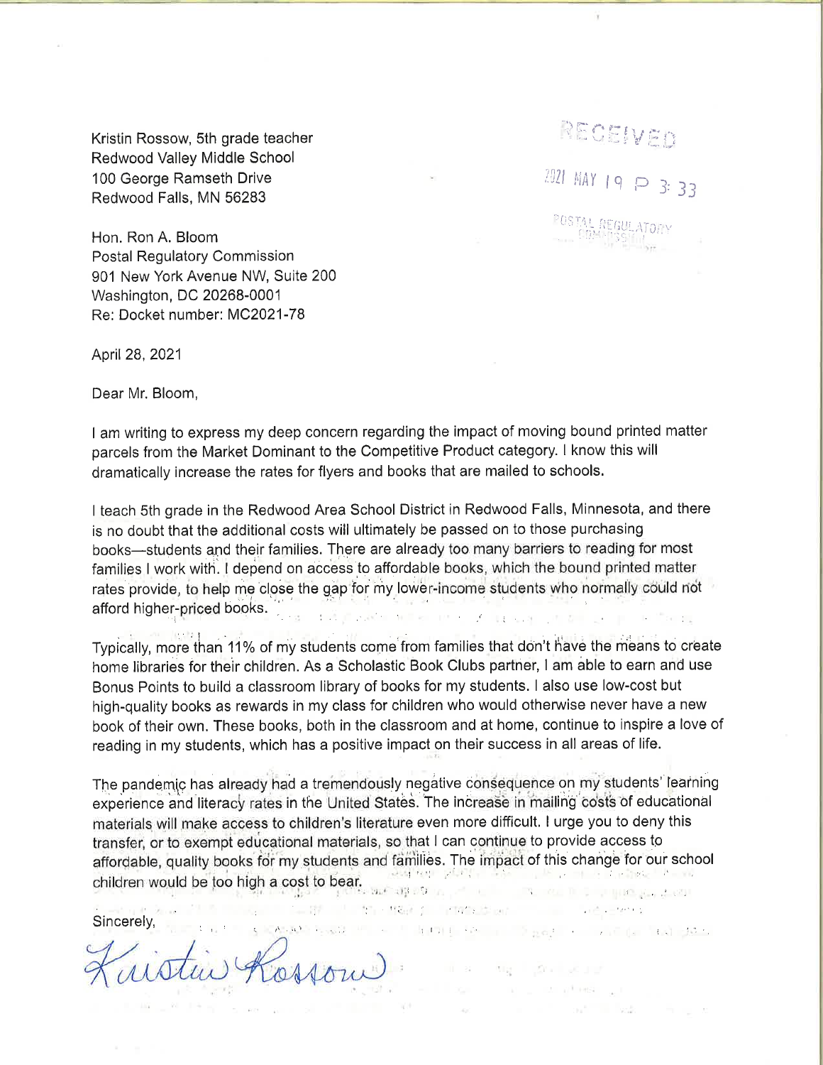Kristin Rossow, 5th grade teacher
Redwood Valley Middle School
100 George Ramseth Drive
Redwood Falls, MN 56283

RECEIVED
2021 MAY 19 P 3:33
POSTAL REGULATORY COMMISSION

Hon. Ron A. Bloom
Postal Regulatory Commission
901 New York Avenue NW, Suite 200
Washington, DC 20268-0001
Re: Docket number: MC2021-78

April 28, 2021

Dear Mr. Bloom,

I am writing to express my deep concern regarding the impact of moving bound printed matter parcels from the Market Dominant to the Competitive Product category. I know this will dramatically increase the rates for flyers and books that are mailed to schools.

I teach 5th grade in the Redwood Area School District in Redwood Falls, Minnesota, and there is no doubt that the additional costs will ultimately be passed on to those purchasing books—students and their families. There are already too many barriers to reading for most families I work with. I depend on access to affordable books, which the bound printed matter rates provide, to help me close the gap for my lower-income students who normally could not afford higher-priced books.

Typically, more than 11% of my students come from families that don't have the means to create home libraries for their children. As a Scholastic Book Clubs partner, I am able to earn and use Bonus Points to build a classroom library of books for my students. I also use low-cost but high-quality books as rewards in my class for children who would otherwise never have a new book of their own. These books, both in the classroom and at home, continue to inspire a love of reading in my students, which has a positive impact on their success in all areas of life.

The pandemic has already had a tremendously negative consequence on my students' learning experience and literacy rates in the United States. The increase in mailing costs of educational materials will make access to children's literature even more difficult. I urge you to deny this transfer, or to exempt educational materials, so that I can continue to provide access to affordable, quality books for my students and families. The impact of this change for our school children would be too high a cost to bear.

Sincerely,

Kristin Rossow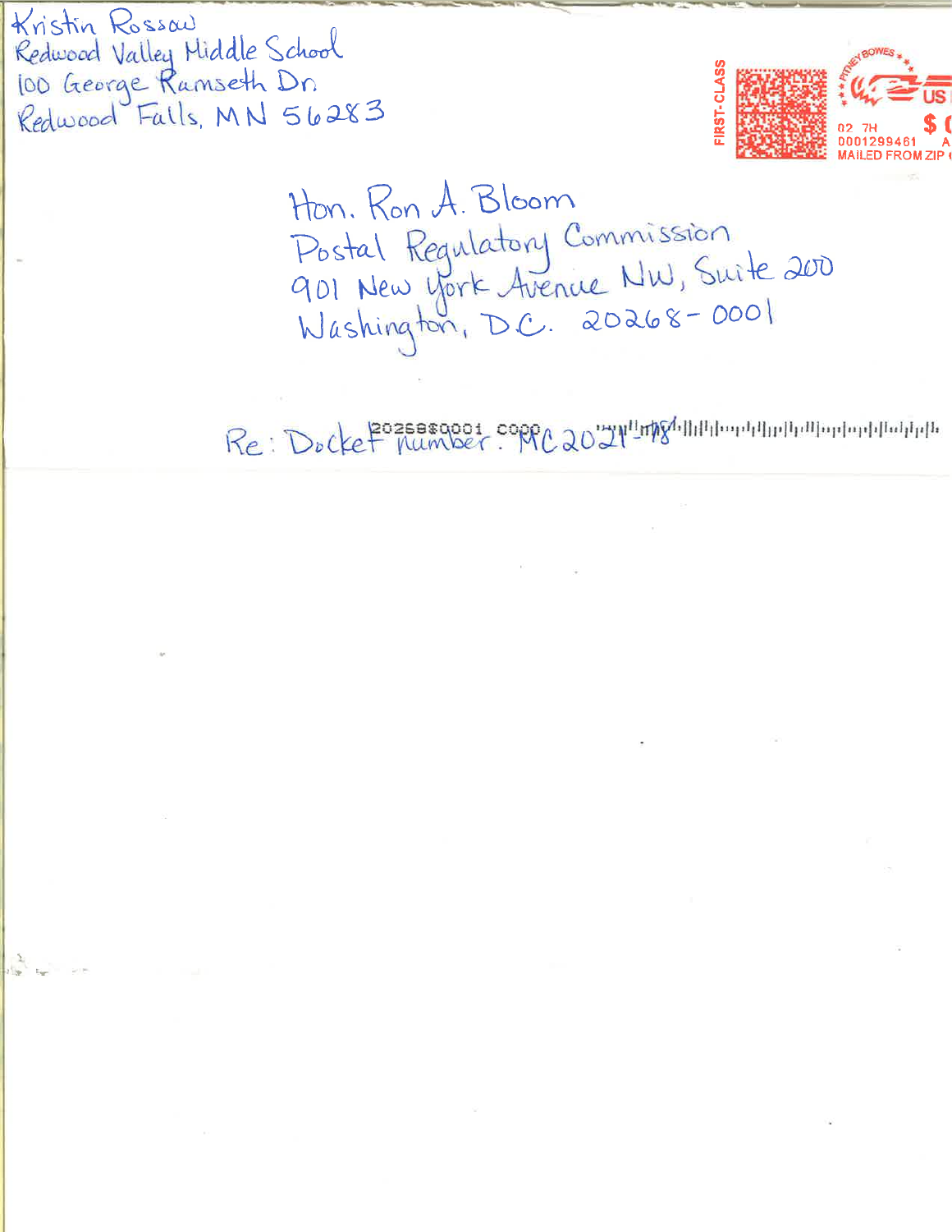Kristin Rossow
Redwood Valley Middle School
100 George Ramseth Dr.
Redwood Falls, MN 56283

FIRST-CLASS

PITNEY BOWES

US

02 7H

0001299461

MAILED FROM ZIP

Hon. Ron A. Bloom
Postal Regulatory Commission
901 New York Avenue NW, Suite 200
Washington, D.C. 20268-0001

Re: Docket number: MC 2021-78

20268$0001 C000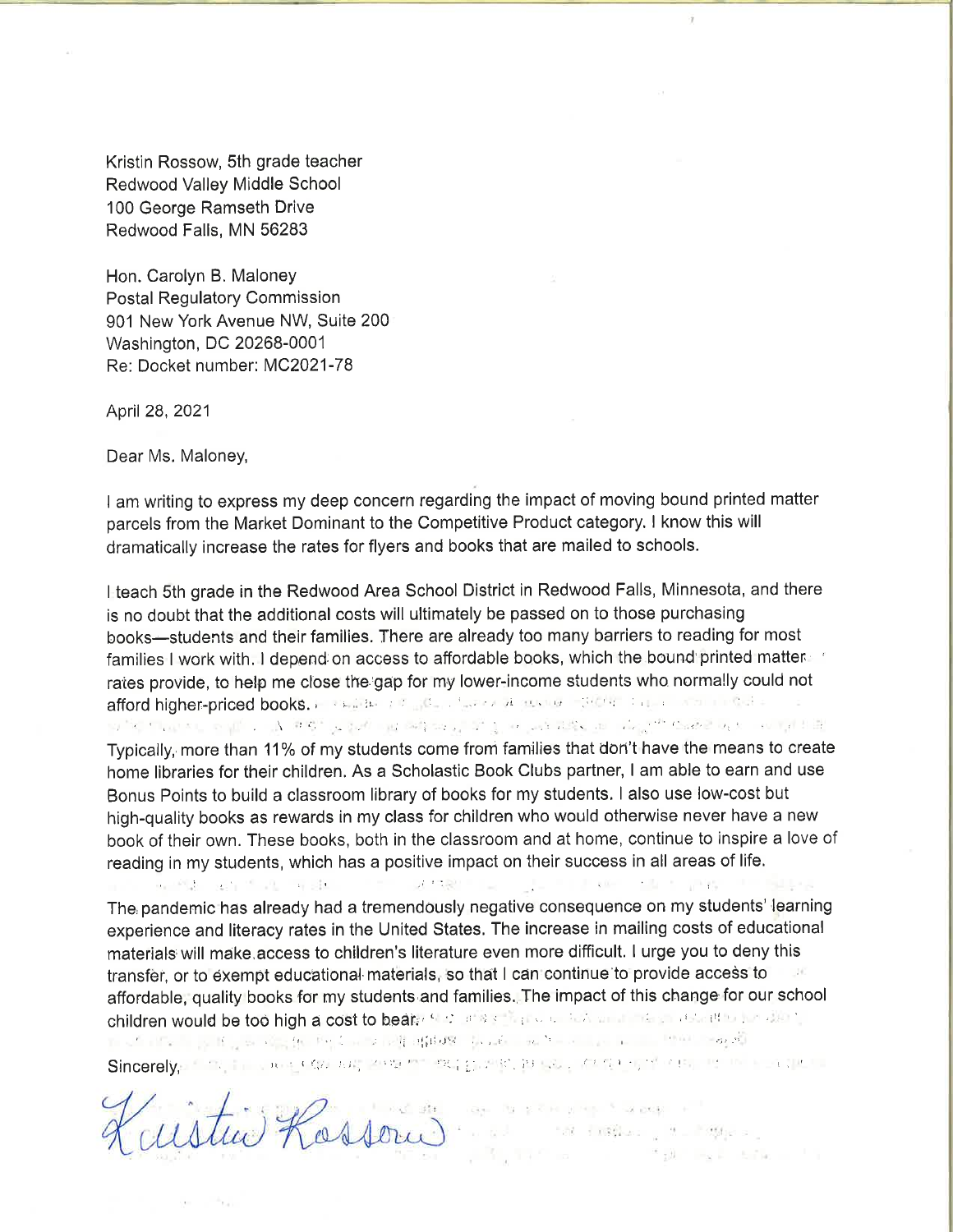Kristin Rossow, 5th grade teacher
Redwood Valley Middle School
100 George Ramseth Drive
Redwood Falls, MN 56283

Hon. Carolyn B. Maloney
Postal Regulatory Commission
901 New York Avenue NW, Suite 200
Washington, DC 20268-0001
Re: Docket number: MC2021-78

April 28, 2021

Dear Ms. Maloney,

I am writing to express my deep concern regarding the impact of moving bound printed matter parcels from the Market Dominant to the Competitive Product category. I know this will dramatically increase the rates for flyers and books that are mailed to schools.

I teach 5th grade in the Redwood Area School District in Redwood Falls, Minnesota, and there is no doubt that the additional costs will ultimately be passed on to those purchasing books—students and their families. There are already too many barriers to reading for most families I work with. I depend on access to affordable books, which the bound printed matter rates provide, to help me close the gap for my lower-income students who normally could not afford higher-priced books.

Typically, more than 11% of my students come from families that don't have the means to create home libraries for their children. As a Scholastic Book Clubs partner, I am able to earn and use Bonus Points to build a classroom library of books for my students. I also use low-cost but high-quality books as rewards in my class for children who would otherwise never have a new book of their own. These books, both in the classroom and at home, continue to inspire a love of reading in my students, which has a positive impact on their success in all areas of life.

The pandemic has already had a tremendously negative consequence on my students' learning experience and literacy rates in the United States. The increase in mailing costs of educational materials will make access to children's literature even more difficult. I urge you to deny this transfer, or to exempt educational materials, so that I can continue to provide access to affordable, quality books for my students and families. The impact of this change for our school children would be too high a cost to bear.

Sincerely,

Kristin Rossow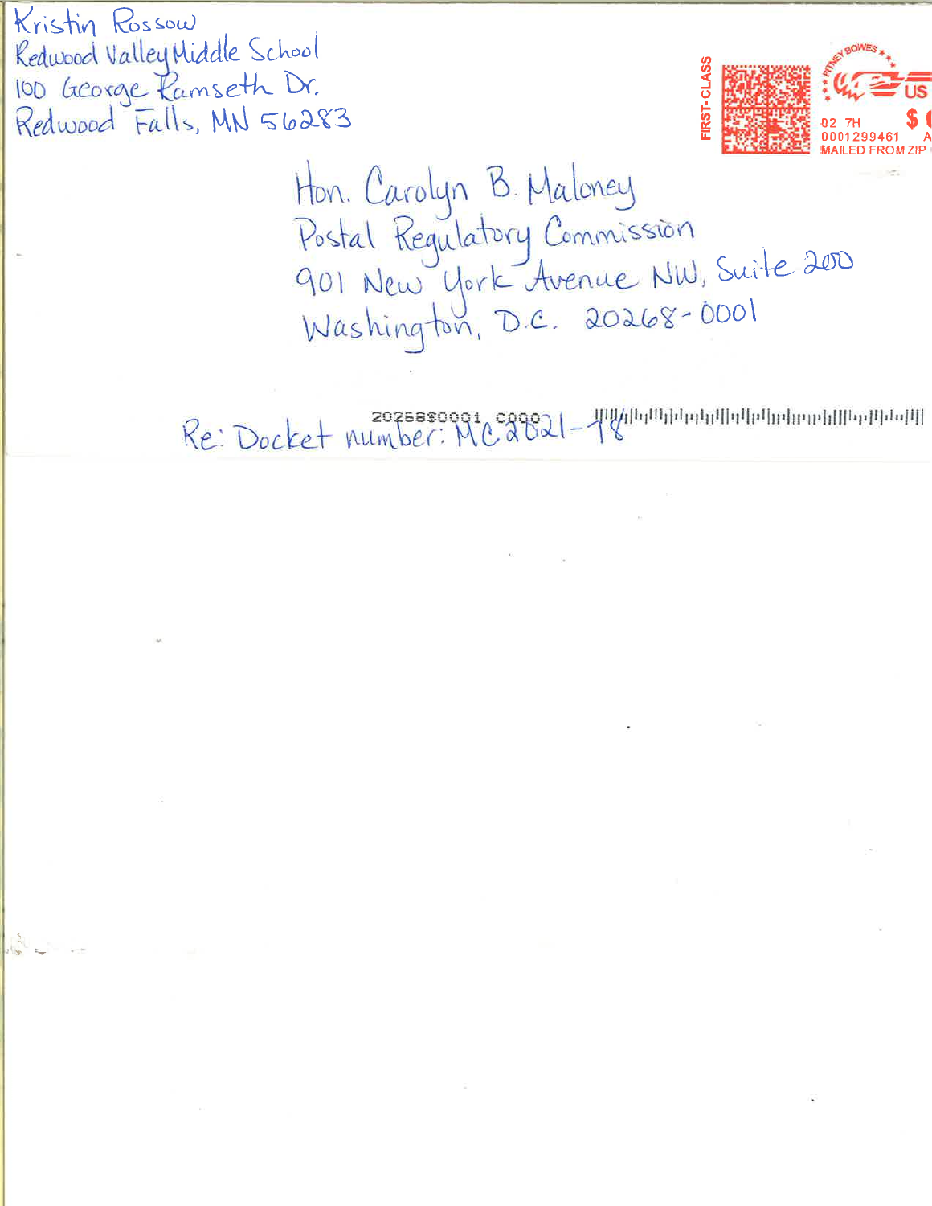Kristin Rossow
Redwood Valley Middle School
100 George Ramseth Dr.
Redwood Falls, MN 56283

FIRST-CLASS

PITNEY BOWES

US

$

02 7H

0001299461

MAILED FROM ZIP

Hon. Carolyn B. Maloney
Postal Regulatory Commission
901 New York Avenue NW, Suite 200
Washington, D.C. 20268-0001

20268$0001 C000

Re: Docket number: MC2021-78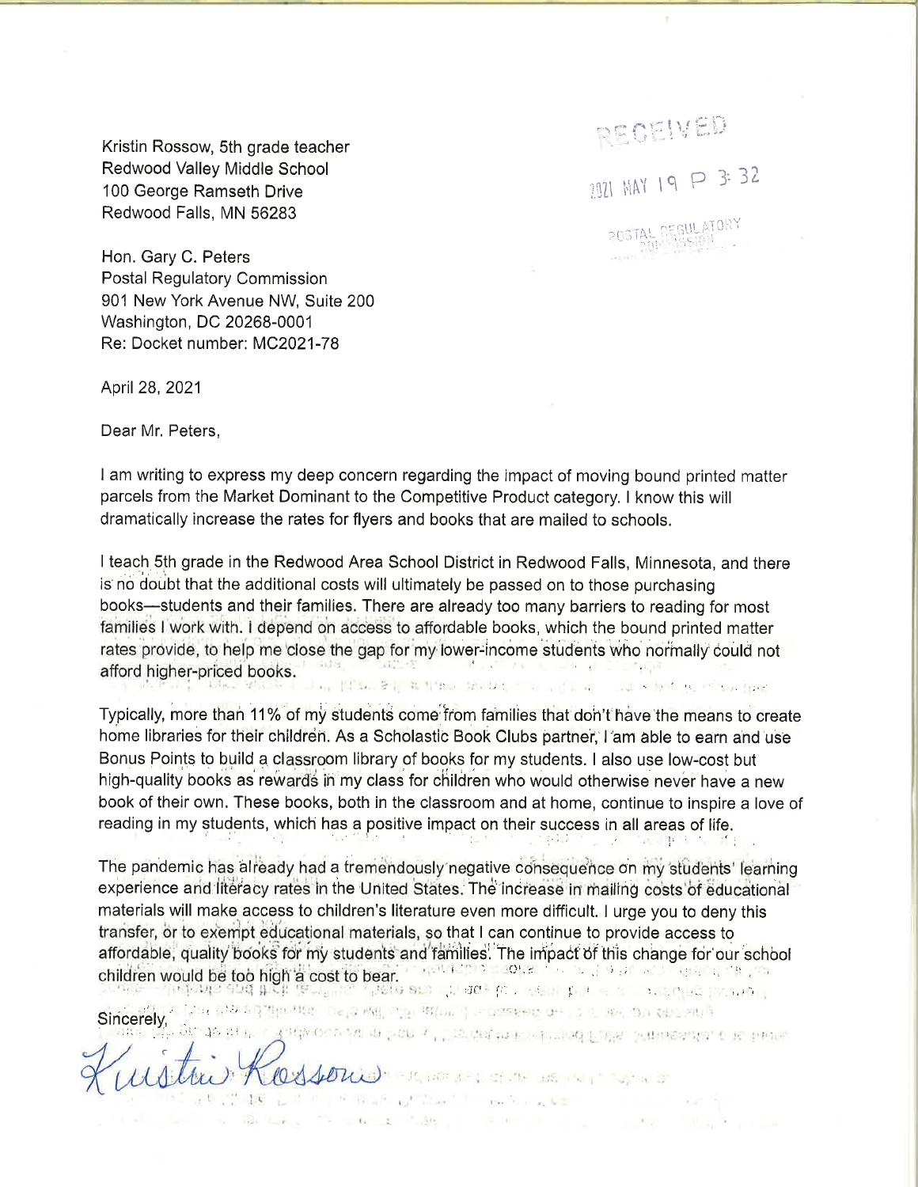Kristin Rossow, 5th grade teacher
Redwood Valley Middle School
100 George Ramseth Drive
Redwood Falls, MN 56283

RECEIVED
2021 MAY 19 P 3:32
POSTAL REGULATORY COMMISSION

Hon. Gary C. Peters
Postal Regulatory Commission
901 New York Avenue NW, Suite 200
Washington, DC 20268-0001
Re: Docket number: MC2021-78

April 28, 2021

Dear Mr. Peters,

I am writing to express my deep concern regarding the impact of moving bound printed matter parcels from the Market Dominant to the Competitive Product category. I know this will dramatically increase the rates for flyers and books that are mailed to schools.

I teach 5th grade in the Redwood Area School District in Redwood Falls, Minnesota, and there is no doubt that the additional costs will ultimately be passed on to those purchasing books—students and their families. There are already too many barriers to reading for most families I work with. I depend on access to affordable books, which the bound printed matter rates provide, to help me close the gap for my lower-income students who normally could not afford higher-priced books.

Typically, more than 11% of my students come from families that don't have the means to create home libraries for their children. As a Scholastic Book Clubs partner, I am able to earn and use Bonus Points to build a classroom library of books for my students. I also use low-cost but high-quality books as rewards in my class for children who would otherwise never have a new book of their own. These books, both in the classroom and at home, continue to inspire a love of reading in my students, which has a positive impact on their success in all areas of life.

The pandemic has already had a tremendously negative consequence on my students' learning experience and literacy rates in the United States. The increase in mailing costs of educational materials will make access to children's literature even more difficult. I urge you to deny this transfer, or to exempt educational materials, so that I can continue to provide access to affordable, quality books for my students and families. The impact of this change for our school children would be too high a cost to bear.

Sincerely,

Kristin Rossow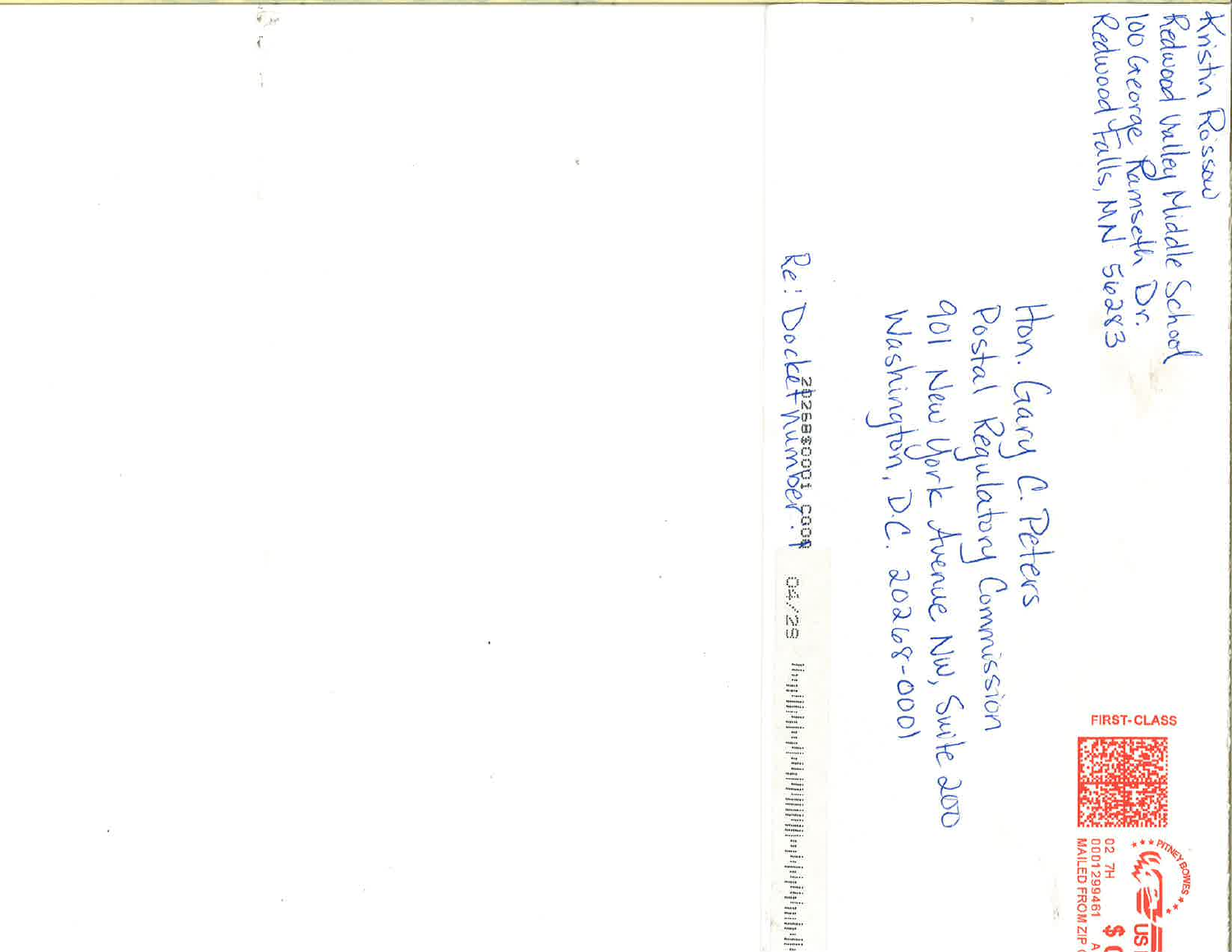Kristin Rossow
Redwood Valley Middle School
100 George Ramseth Dr.
Redwood Falls, MN 56283

Hon. Gary C. Peters
Postal Regulatory Commission
901 New York Avenue NW, Suite 200
Washington, D.C. 20268-0001

Re: Docket Number:

FIRST-CLASS

US

02 7H
0001299461
MAILED FROM ZIP

20268$0001 C004

04/29